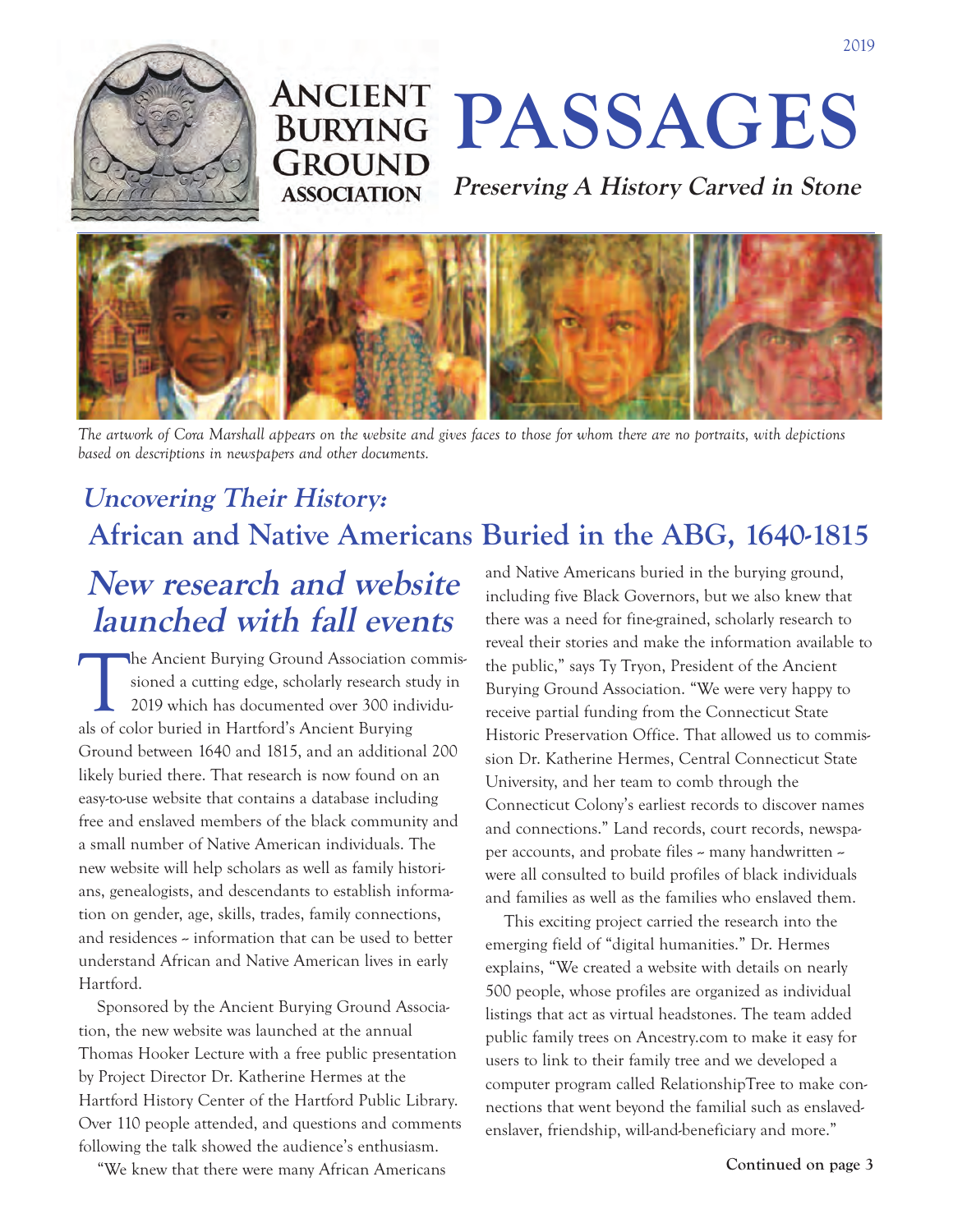# Ancient Burying Ground Association

# PASSAGES

**Preserving A History Carved in Stone**

*The artwork of Cora Marshall appears on the website and gives faces to those for whom there are no portraits, with depictions based on descriptions in newspapers and other documents.*

## Uncovering Their History: African and Native Americans Buried in the ABG, 1640-1815

## New research and website launched with fall events

The Ancient Burying Ground Association commissioned a cutting edge, scholarly research study in 2019 which has documented over 300 individuals of color buried in Hartford's Ancient Burying Ground between 1640 and 1815, and an additional 200 likely buried there. That research is now found on an easy-to-use website that contains a database including free and enslaved members of the black community and a small number of Native American individuals. The new website will help scholars as well as family historians, genealogists, and descendants to establish information on gender, age, skills, trades, family connections, and residences – information that can be used to better understand African and Native American lives in early Hartford.

Sponsored by the Ancient Burying Ground Association, the new website was launched at the annual Thomas Hooker Lecture with a free public presentation by Project Director Dr. Katherine Hermes at the Hartford History Center of the Hartford Public Library. Over 110 people attended, and questions and comments following the talk showed the audience's enthusiasm.

"We knew that there were many African Americans and Native Americans buried in the burying ground, including five Black Governors, but we also knew that there was a need for fine-grained, scholarly research to reveal their stories and make the information available to the public," says Ty Tryon, President of the Ancient Burying Ground Association. "We were very happy to receive partial funding from the Connecticut State Historic Preservation Office. That allowed us to commission Dr. Katherine Hermes, Central Connecticut State University, and her team to comb through the Connecticut Colony's earliest records to discover names and connections." Land records, court records, newspaper accounts, and probate files – many handwritten – were all consulted to build profiles of black individuals and families as well as the families who enslaved them.

This exciting project carried the research into the emerging field of "digital humanities." Dr. Hermes explains, "We created a website with details on nearly 500 people, whose profiles are organized as individual listings that act as virtual headstones. The team added public family trees on Ancestry.com to make it easy for users to link to their family tree and we developed a computer program called RelationshipTree to make connections that went beyond the familial such as enslaved-enslaver, friendship, will-and-beneficiary and more."

**Continued on page 3**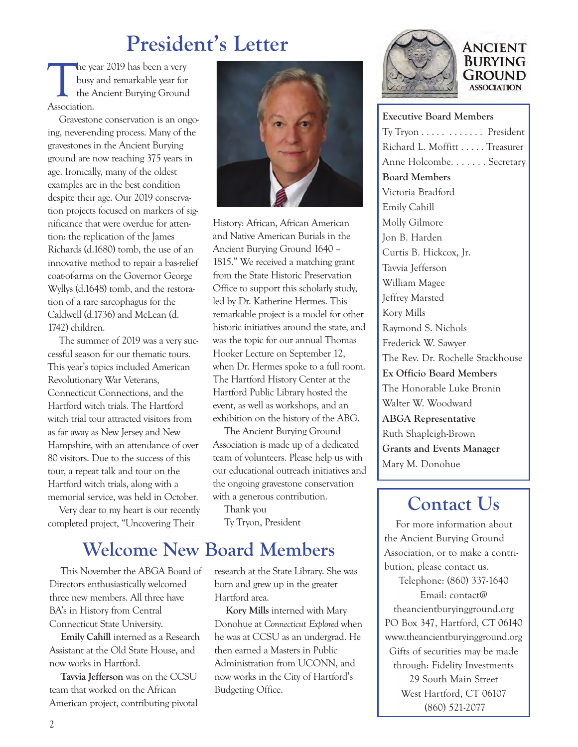# President's Letter

The year 2019 has been a very busy and remarkable year for the Ancient Burying Ground Association.

Gravestone conservation is an ongoing, never-ending process. Many of the gravestones in the Ancient Burying ground are now reaching 375 years in age. Ironically, many of the oldest examples are in the best condition despite their age. Our 2019 conservation projects focused on markers of significance that were overdue for attention: the replication of the James Richards (d.1680) tomb, the use of an innovative method to repair a bas-relief coat-of-arms on the Governor George Wyllys (d.1648) tomb, and the restoration of a rare sarcophagus for the Caldwell (d.1736) and McLean (d. 1742) children.

The summer of 2019 was a very successful season for our thematic tours. This year's topics included American Revolutionary War Veterans, Connecticut Connections, and the Hartford witch trials. The Hartford witch trial tour attracted visitors from as far away as New Jersey and New Hampshire, with an attendance of over 80 visitors. Due to the success of this tour, a repeat talk and tour on the Hartford witch trials, along with a memorial service, was held in October.

Very dear to my heart is our recently completed project, "Uncovering Their History: African, African American and Native American Burials in the Ancient Burying Ground 1640 – 1815." We received a matching grant from the State Historic Preservation Office to support this scholarly study, led by Dr. Katherine Hermes. This remarkable project is a model for other historic initiatives around the state, and was the topic for our annual Thomas Hooker Lecture on September 12, when Dr. Hermes spoke to a full room. The Hartford History Center at the Hartford Public Library hosted the event, as well as workshops, and an exhibition on the history of the ABG.

The Ancient Burying Ground Association is made up of a dedicated team of volunteers. Please help us with our educational outreach initiatives and the ongoing gravestone conservation with a generous contribution.

Thank you

Ty Tryon, President

## Welcome New Board Members

This November the ABGA Board of Directors enthusiastically welcomed three new members. All three have BA's in History from Central Connecticut State University.

**Emily Cahill** interned as a Research Assistant at the Old State House, and now works in Hartford.

**Tavvia Jefferson** was on the CCSU team that worked on the African American project, contributing pivotal research at the State Library. She was born and grew up in the greater Hartford area.

**Kory Mills** interned with Mary Donohue at *Connecticut Explored* when he was at CCSU as an undergrad. He then earned a Masters in Public Administration from UCONN, and now works in the City of Hartford's Budgeting Office.

---

**Ancient Burying Ground Association**

**Executive Board Members**

Ty Tryon . . . . . . . . . . . . President
Richard L. Moffitt . . . . . Treasurer
Anne Holcombe. . . . . . . Secretary

**Board Members**

Victoria Bradford
Emily Cahill
Molly Gilmore
Jon B. Harden
Curtis B. Hickcox, Jr.
Tavvia Jefferson
William Magee
Jeffrey Marsted
Kory Mills
Raymond S. Nichols
Frederick W. Sawyer
The Rev. Dr. Rochelle Stackhouse

**Ex Officio Board Members**

The Honorable Luke Bronin
Walter W. Woodward

**ABGA Representative**

Ruth Shapleigh-Brown

**Grants and Events Manager**

Mary M. Donohue

## Contact Us

For more information about the Ancient Burying Ground Association, or to make a contribution, please contact us.

Telephone: (860) 337-1640
Email: contact@theancientburyingground.org
PO Box 347, Hartford, CT 06140
www.theancientburyingground.org
Gifts of securities may be made through: Fidelity Investments
29 South Main Street
West Hartford, CT 06107
(860) 521-2077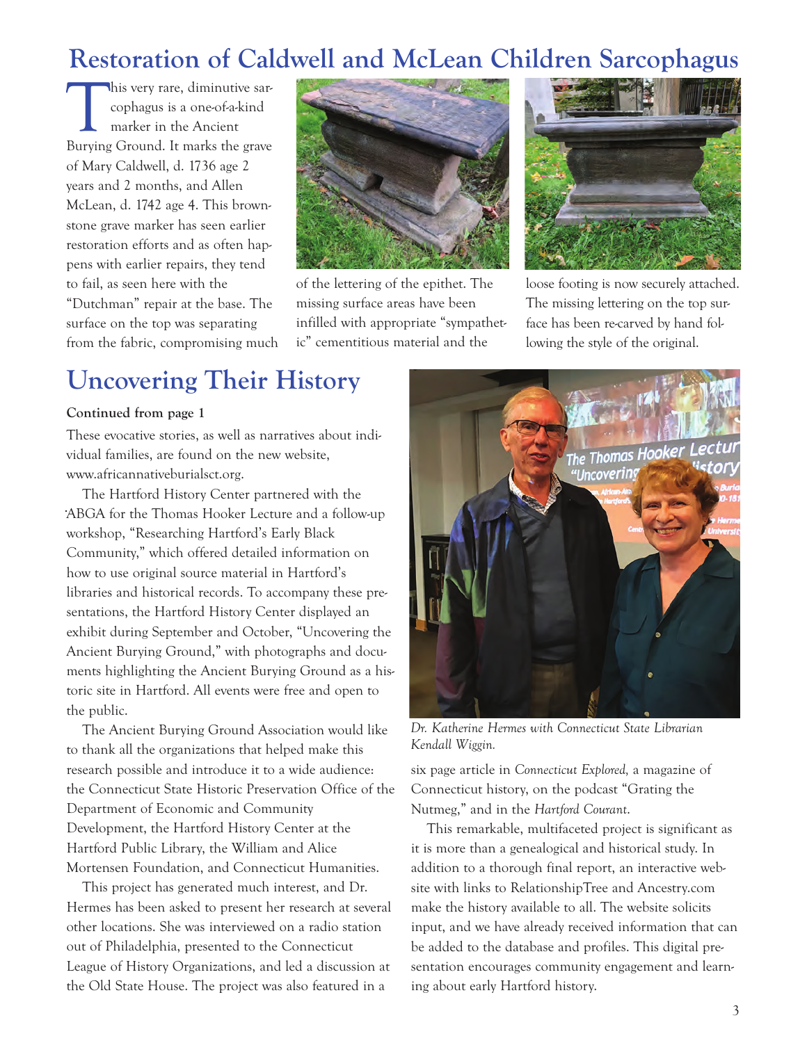## Restoration of Caldwell and McLean Children Sarcophagus

This very rare, diminutive sarcophagus is a one-of-a-kind marker in the Ancient Burying Ground. It marks the grave of Mary Caldwell, d. 1736 age 2 years and 2 months, and Allen McLean, d. 1742 age 4. This brownstone grave marker has seen earlier restoration efforts and as often happens with earlier repairs, they tend to fail, as seen here with the "Dutchman" repair at the base. The surface on the top was separating from the fabric, compromising much of the lettering of the epithet. The missing surface areas have been infilled with appropriate "sympathetic" cementitious material and the loose footing is now securely attached. The missing lettering on the top surface has been re-carved by hand following the style of the original.

## Uncovering Their History

**Continued from page 1**

These evocative stories, as well as narratives about individual families, are found on the new website, www.africannativeburialsct.org.

The Hartford History Center partnered with the ABGA for the Thomas Hooker Lecture and a follow-up workshop, "Researching Hartford's Early Black Community," which offered detailed information on how to use original source material in Hartford's libraries and historical records. To accompany these presentations, the Hartford History Center displayed an exhibit during September and October, "Uncovering the Ancient Burying Ground," with photographs and documents highlighting the Ancient Burying Ground as a historic site in Hartford. All events were free and open to the public.

The Ancient Burying Ground Association would like to thank all the organizations that helped make this research possible and introduce it to a wide audience: the Connecticut State Historic Preservation Office of the Department of Economic and Community Development, the Hartford History Center at the Hartford Public Library, the William and Alice Mortensen Foundation, and Connecticut Humanities.

This project has generated much interest, and Dr. Hermes has been asked to present her research at several other locations. She was interviewed on a radio station out of Philadelphia, presented to the Connecticut League of History Organizations, and led a discussion at the Old State House. The project was also featured in a six page article in *Connecticut Explored,* a magazine of Connecticut history, on the podcast "Grating the Nutmeg," and in the *Hartford Courant*.

*Dr. Katherine Hermes with Connecticut State Librarian Kendall Wiggin.*

This remarkable, multifaceted project is significant as it is more than a genealogical and historical study. In addition to a thorough final report, an interactive website with links to RelationshipTree and Ancestry.com make the history available to all. The website solicits input, and we have already received information that can be added to the database and profiles. This digital presentation encourages community engagement and learning about early Hartford history.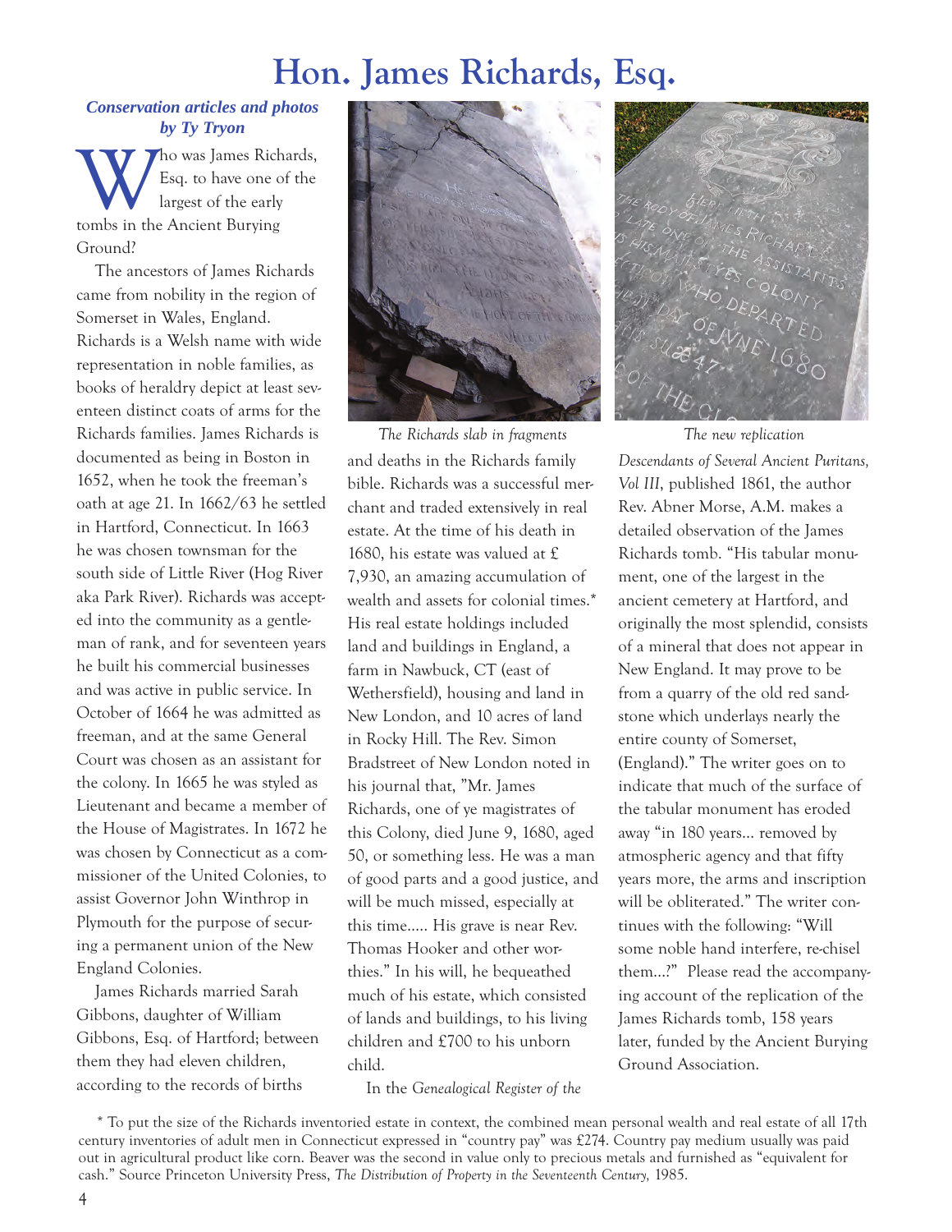# Hon. James Richards, Esq.

***Conservation articles and photos by Ty Tryon***

Who was James Richards, Esq. to have one of the largest of the early tombs in the Ancient Burying Ground?

The ancestors of James Richards came from nobility in the region of Somerset in Wales, England. Richards is a Welsh name with wide representation in noble families, as books of heraldry depict at least seventeen distinct coats of arms for the Richards families. James Richards is documented as being in Boston in 1652, when he took the freeman's oath at age 21. In 1662/63 he settled in Hartford, Connecticut. In 1663 he was chosen townsman for the south side of Little River (Hog River aka Park River). Richards was accepted into the community as a gentleman of rank, and for seventeen years he built his commercial businesses and was active in public service. In October of 1664 he was admitted as freeman, and at the same General Court was chosen as an assistant for the colony. In 1665 he was styled as Lieutenant and became a member of the House of Magistrates. In 1672 he was chosen by Connecticut as a commissioner of the United Colonies, to assist Governor John Winthrop in Plymouth for the purpose of securing a permanent union of the New England Colonies.

James Richards married Sarah Gibbons, daughter of William Gibbons, Esq. of Hartford; between them they had eleven children, according to the records of births and deaths in the Richards family bible. Richards was a successful merchant and traded extensively in real estate. At the time of his death in 1680, his estate was valued at £ 7,930, an amazing accumulation of wealth and assets for colonial times.* His real estate holdings included land and buildings in England, a farm in Nawbuck, CT (east of Wethersfield), housing and land in New London, and 10 acres of land in Rocky Hill. The Rev. Simon Bradstreet of New London noted in his journal that, "Mr. James Richards, one of ye magistrates of this Colony, died June 9, 1680, aged 50, or something less. He was a man of good parts and a good justice, and will be much missed, especially at this time..... His grave is near Rev. Thomas Hooker and other worthies." In his will, he bequeathed much of his estate, which consisted of lands and buildings, to his living children and £700 to his unborn child.

*The Richards slab in fragments*

*The new replication*

In the *Genealogical Register of the Descendants of Several Ancient Puritans, Vol III*, published 1861, the author Rev. Abner Morse, A.M. makes a detailed observation of the James Richards tomb. "His tabular monument, one of the largest in the ancient cemetery at Hartford, and originally the most splendid, consists of a mineral that does not appear in New England. It may prove to be from a quarry of the old red sandstone which underlays nearly the entire county of Somerset, (England)." The writer goes on to indicate that much of the surface of the tabular monument has eroded away "in 180 years... removed by atmospheric agency and that fifty years more, the arms and inscription will be obliterated." The writer continues with the following: "Will some noble hand interfere, re-chisel them...?" Please read the accompanying account of the replication of the James Richards tomb, 158 years later, funded by the Ancient Burying Ground Association.

\* To put the size of the Richards inventoried estate in context, the combined mean personal wealth and real estate of all 17th century inventories of adult men in Connecticut expressed in "country pay" was £274. Country pay medium usually was paid out in agricultural product like corn. Beaver was the second in value only to precious metals and furnished as "equivalent for cash." Source Princeton University Press, *The Distribution of Property in the Seventeenth Century,* 1985.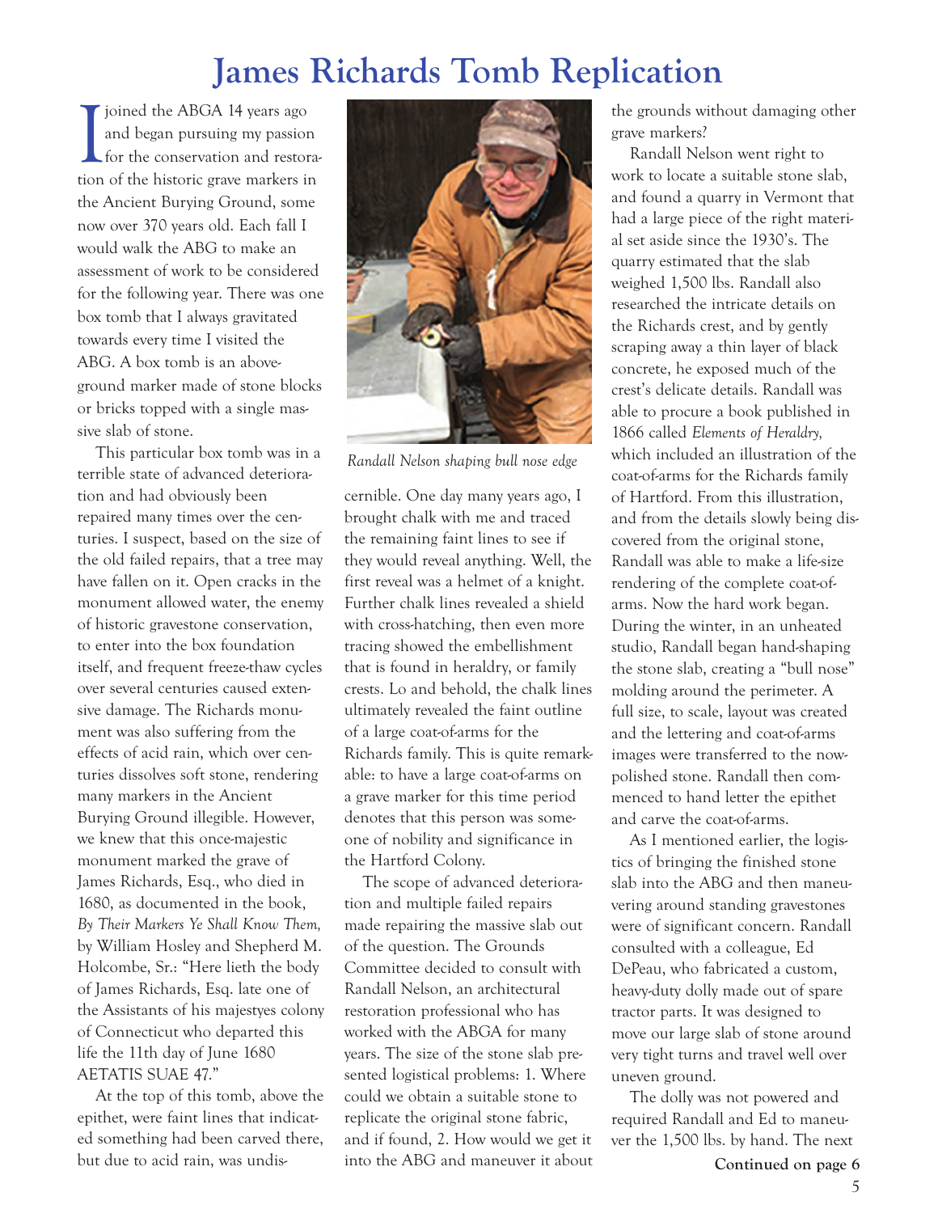# James Richards Tomb Replication

I joined the ABGA 14 years ago and began pursuing my passion for the conservation and restoration of the historic grave markers in the Ancient Burying Ground, some now over 370 years old. Each fall I would walk the ABG to make an assessment of work to be considered for the following year. There was one box tomb that I always gravitated towards every time I visited the ABG. A box tomb is an above-ground marker made of stone blocks or bricks topped with a single massive slab of stone.

This particular box tomb was in a terrible state of advanced deterioration and had obviously been repaired many times over the centuries. I suspect, based on the size of the old failed repairs, that a tree may have fallen on it. Open cracks in the monument allowed water, the enemy of historic gravestone conservation, to enter into the box foundation itself, and frequent freeze-thaw cycles over several centuries caused extensive damage. The Richards monument was also suffering from the effects of acid rain, which over centuries dissolves soft stone, rendering many markers in the Ancient Burying Ground illegible. However, we knew that this once-majestic monument marked the grave of James Richards, Esq., who died in 1680, as documented in the book, *By Their Markers Ye Shall Know Them,* by William Hosley and Shepherd M. Holcombe, Sr.: "Here lieth the body of James Richards, Esq. late one of the Assistants of his majestyes colony of Connecticut who departed this life the 11th day of June 1680 AETATIS SUAE 47."

At the top of this tomb, above the epithet, were faint lines that indicated something had been carved there, but due to acid rain, was undiscernible. One day many years ago, I brought chalk with me and traced the remaining faint lines to see if they would reveal anything. Well, the first reveal was a helmet of a knight. Further chalk lines revealed a shield with cross-hatching, then even more tracing showed the embellishment that is found in heraldry, or family crests. Lo and behold, the chalk lines ultimately revealed the faint outline of a large coat-of-arms for the Richards family. This is quite remarkable: to have a large coat-of-arms on a grave marker for this time period denotes that this person was someone of nobility and significance in the Hartford Colony.

*Randall Nelson shaping bull nose edge*

The scope of advanced deterioration and multiple failed repairs made repairing the massive slab out of the question. The Grounds Committee decided to consult with Randall Nelson, an architectural restoration professional who has worked with the ABGA for many years. The size of the stone slab presented logistical problems: 1. Where could we obtain a suitable stone to replicate the original stone fabric, and if found, 2. How would we get it into the ABG and maneuver it about the grounds without damaging other grave markers?

Randall Nelson went right to work to locate a suitable stone slab, and found a quarry in Vermont that had a large piece of the right material set aside since the 1930's. The quarry estimated that the slab weighed 1,500 lbs. Randall also researched the intricate details on the Richards crest, and by gently scraping away a thin layer of black concrete, he exposed much of the crest's delicate details. Randall was able to procure a book published in 1866 called *Elements of Heraldry,* which included an illustration of the coat-of-arms for the Richards family of Hartford. From this illustration, and from the details slowly being discovered from the original stone, Randall was able to make a life-size rendering of the complete coat-of-arms. Now the hard work began. During the winter, in an unheated studio, Randall began hand-shaping the stone slab, creating a "bull nose" molding around the perimeter. A full size, to scale, layout was created and the lettering and coat-of-arms images were transferred to the now-polished stone. Randall then commenced to hand letter the epithet and carve the coat-of-arms.

As I mentioned earlier, the logistics of bringing the finished stone slab into the ABG and then maneuvering around standing gravestones were of significant concern. Randall consulted with a colleague, Ed DePeau, who fabricated a custom, heavy-duty dolly made out of spare tractor parts. It was designed to move our large slab of stone around very tight turns and travel well over uneven ground.

The dolly was not powered and required Randall and Ed to maneuver the 1,500 lbs. by hand. The next

**Continued on page 6**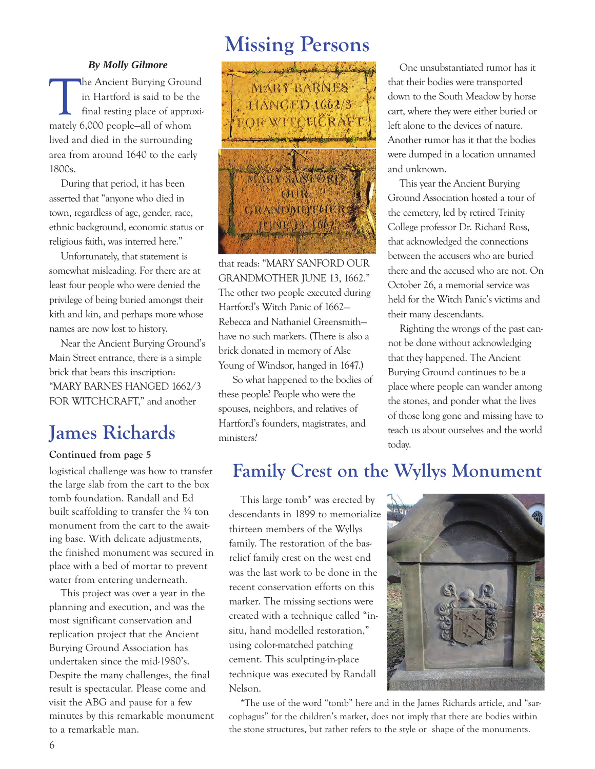# Missing Persons

*By Molly Gilmore*

The Ancient Burying Ground in Hartford is said to be the final resting place of approximately 6,000 people—all of whom lived and died in the surrounding area from around 1640 to the early 1800s.

During that period, it has been asserted that "anyone who died in town, regardless of age, gender, race, ethnic background, economic status or religious faith, was interred here."

Unfortunately, that statement is somewhat misleading. For there are at least four people who were denied the privilege of being buried amongst their kith and kin, and perhaps more whose names are now lost to history.

Near the Ancient Burying Ground's Main Street entrance, there is a simple brick that bears this inscription: "MARY BARNES HANGED 1662/3 FOR WITCHCRAFT," and another that reads: "MARY SANFORD OUR GRANDMOTHER JUNE 13, 1662." The other two people executed during Hartford's Witch Panic of 1662—Rebecca and Nathaniel Greensmith—have no such markers. (There is also a brick donated in memory of Alse Young of Windsor, hanged in 1647.)

So what happened to the bodies of these people? People who were the spouses, neighbors, and relatives of Hartford's founders, magistrates, and ministers?

One unsubstantiated rumor has it that their bodies were transported down to the South Meadow by horse cart, where they were either buried or left alone to the devices of nature. Another rumor has it that the bodies were dumped in a location unnamed and unknown.

This year the Ancient Burying Ground Association hosted a tour of the cemetery, led by retired Trinity College professor Dr. Richard Ross, that acknowledged the connections between the accusers who are buried there and the accused who are not. On October 26, a memorial service was held for the Witch Panic's victims and their many descendants.

Righting the wrongs of the past cannot be done without acknowledging that they happened. The Ancient Burying Ground continues to be a place where people can wander among the stones, and ponder what the lives of those long gone and missing have to teach us about ourselves and the world today.

# James Richards

**Continued from page 5**

logistical challenge was how to transfer the large slab from the cart to the box tomb foundation. Randall and Ed built scaffolding to transfer the ¾ ton monument from the cart to the awaiting base. With delicate adjustments, the finished monument was secured in place with a bed of mortar to prevent water from entering underneath.

This project was over a year in the planning and execution, and was the most significant conservation and replication project that the Ancient Burying Ground Association has undertaken since the mid-1980's. Despite the many challenges, the final result is spectacular. Please come and visit the ABG and pause for a few minutes by this remarkable monument to a remarkable man.

# Family Crest on the Wyllys Monument

This large tomb* was erected by descendants in 1899 to memorialize thirteen members of the Wyllys family. The restoration of the bas-relief family crest on the west end was the last work to be done in the recent conservation efforts on this marker. The missing sections were created with a technique called "in-situ, hand modelled restoration," using color-matched patching cement. This sculpting-in-place technique was executed by Randall Nelson.

*The use of the word "tomb" here and in the James Richards article, and "sarcophagus" for the children's marker, does not imply that there are bodies within the stone structures, but rather refers to the style or shape of the monuments.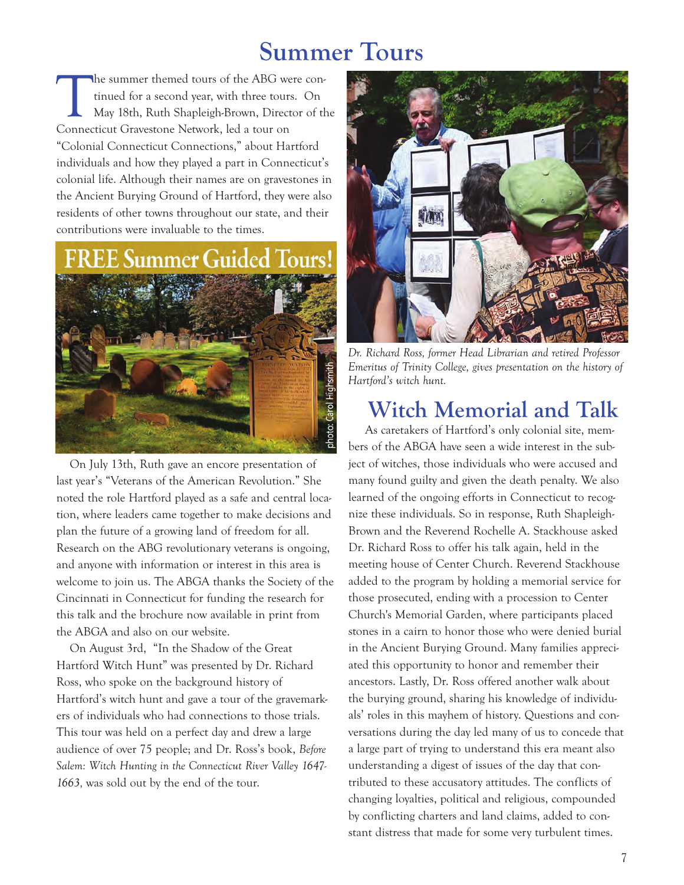# Summer Tours

The summer themed tours of the ABG were continued for a second year, with three tours. On May 18th, Ruth Shapleigh-Brown, Director of the Connecticut Gravestone Network, led a tour on "Colonial Connecticut Connections," about Hartford individuals and how they played a part in Connecticut's colonial life. Although their names are on gravestones in the Ancient Burying Ground of Hartford, they were also residents of other towns throughout our state, and their contributions were invaluable to the times.

FREE Summer Guided Tours!

photo: Carol Highsmith

On July 13th, Ruth gave an encore presentation of last year's "Veterans of the American Revolution." She noted the role Hartford played as a safe and central location, where leaders came together to make decisions and plan the future of a growing land of freedom for all. Research on the ABG revolutionary veterans is ongoing, and anyone with information or interest in this area is welcome to join us. The ABGA thanks the Society of the Cincinnati in Connecticut for funding the research for this talk and the brochure now available in print from the ABGA and also on our website.

On August 3rd, "In the Shadow of the Great Hartford Witch Hunt" was presented by Dr. Richard Ross, who spoke on the background history of Hartford's witch hunt and gave a tour of the gravemarkers of individuals who had connections to those trials. This tour was held on a perfect day and drew a large audience of over 75 people; and Dr. Ross's book, *Before Salem: Witch Hunting in the Connecticut River Valley 1647-1663,* was sold out by the end of the tour.

*Dr. Richard Ross, former Head Librarian and retired Professor Emeritus of Trinity College, gives presentation on the history of Hartford's witch hunt.*

## Witch Memorial and Talk

As caretakers of Hartford's only colonial site, members of the ABGA have seen a wide interest in the subject of witches, those individuals who were accused and many found guilty and given the death penalty. We also learned of the ongoing efforts in Connecticut to recognize these individuals. So in response, Ruth Shapleigh-Brown and the Reverend Rochelle A. Stackhouse asked Dr. Richard Ross to offer his talk again, held in the meeting house of Center Church. Reverend Stackhouse added to the program by holding a memorial service for those prosecuted, ending with a procession to Center Church's Memorial Garden, where participants placed stones in a cairn to honor those who were denied burial in the Ancient Burying Ground. Many families appreciated this opportunity to honor and remember their ancestors. Lastly, Dr. Ross offered another walk about the burying ground, sharing his knowledge of individuals' roles in this mayhem of history. Questions and conversations during the day led many of us to concede that a large part of trying to understand this era meant also understanding a digest of issues of the day that contributed to these accusatory attitudes. The conflicts of changing loyalties, political and religious, compounded by conflicting charters and land claims, added to constant distress that made for some very turbulent times.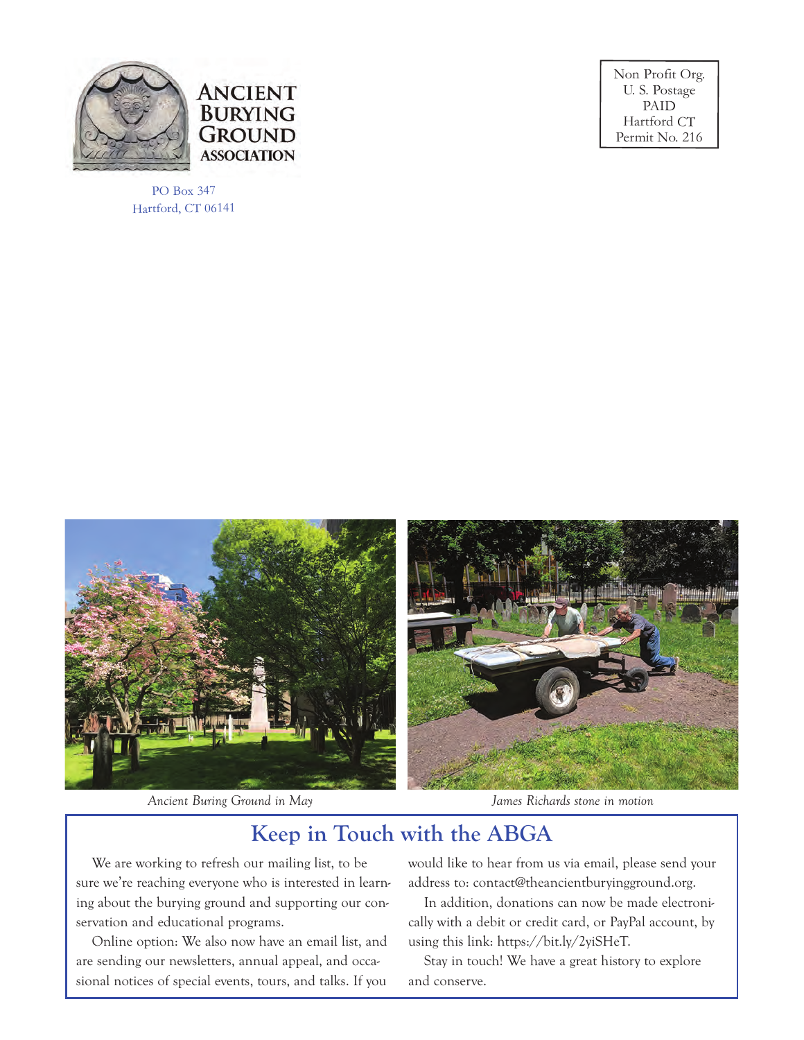ANCIENT BURYING GROUND ASSOCIATION

PO Box 347
Hartford, CT 06141

Non Profit Org.
U. S. Postage
PAID
Hartford CT
Permit No. 216

*Ancient Buring Ground in May*

*James Richards stone in motion*

## Keep in Touch with the ABGA

We are working to refresh our mailing list, to be sure we're reaching everyone who is interested in learning about the burying ground and supporting our conservation and educational programs.

Online option: We also now have an email list, and are sending our newsletters, annual appeal, and occasional notices of special events, tours, and talks. If you would like to hear from us via email, please send your address to: contact@theancientburyingground.org.

In addition, donations can now be made electronically with a debit or credit card, or PayPal account, by using this link: https://bit.ly/2yiSHeT.

Stay in touch! We have a great history to explore and conserve.